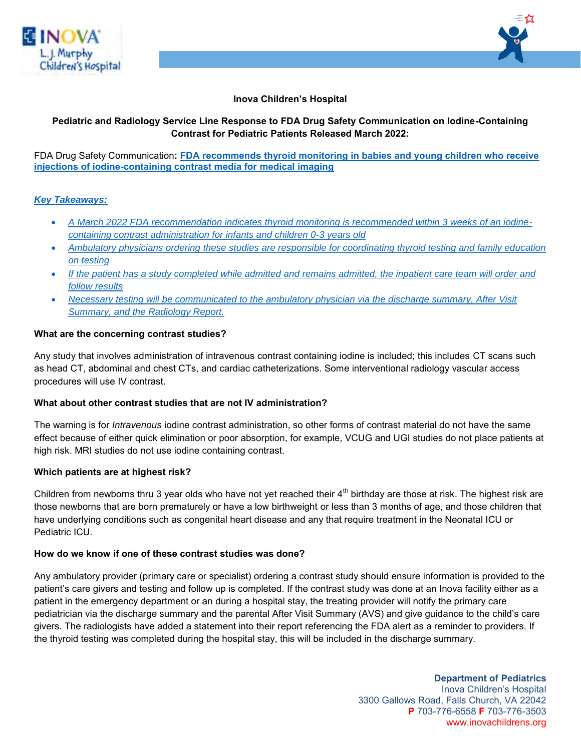**Inova Children's Hospital**

**Pediatric and Radiology Service Line Response to FDA Drug Safety Communication on Iodine-Containing Contrast for Pediatric Patients Released March 2022:**

FDA Drug Safety Communication**: FDA recommends thyroid monitoring in babies and young children who receive injections of iodine-containing contrast media for medical imaging**

***Key Takeaways:***

- *A March 2022 FDA recommendation indicates thyroid monitoring is recommended within 3 weeks of an iodine-containing contrast administration for infants and children 0-3 years old*
- *Ambulatory physicians ordering these studies are responsible for coordinating thyroid testing and family education on testing*
- *If the patient has a study completed while admitted and remains admitted, the inpatient care team will order and follow results*
- *Necessary testing will be communicated to the ambulatory physician via the discharge summary, After Visit Summary, and the Radiology Report.*

**What are the concerning contrast studies?**

Any study that involves administration of intravenous contrast containing iodine is included; this includes CT scans such as head CT, abdominal and chest CTs, and cardiac catheterizations. Some interventional radiology vascular access procedures will use IV contrast.

**What about other contrast studies that are not IV administration?**

The warning is for *Intravenous* iodine contrast administration, so other forms of contrast material do not have the same effect because of either quick elimination or poor absorption, for example, VCUG and UGI studies do not place patients at high risk. MRI studies do not use iodine containing contrast.

**Which patients are at highest risk?**

Children from newborns thru 3 year olds who have not yet reached their 4th birthday are those at risk. The highest risk are those newborns that are born prematurely or have a low birthweight or less than 3 months of age, and those children that have underlying conditions such as congenital heart disease and any that require treatment in the Neonatal ICU or Pediatric ICU.

**How do we know if one of these contrast studies was done?**

Any ambulatory provider (primary care or specialist) ordering a contrast study should ensure information is provided to the patient's care givers and testing and follow up is completed. If the contrast study was done at an Inova facility either as a patient in the emergency department or an during a hospital stay, the treating provider will notify the primary care pediatrician via the discharge summary and the parental After Visit Summary (AVS) and give guidance to the child's care givers. The radiologists have added a statement into their report referencing the FDA alert as a reminder to providers. If the thyroid testing was completed during the hospital stay, this will be included in the discharge summary.

**Department of Pediatrics**
Inova Children's Hospital
3300 Gallows Road, Falls Church, VA 22042
**P** 703-776-6558 **F** 703-776-3503
www.inovachildrens.org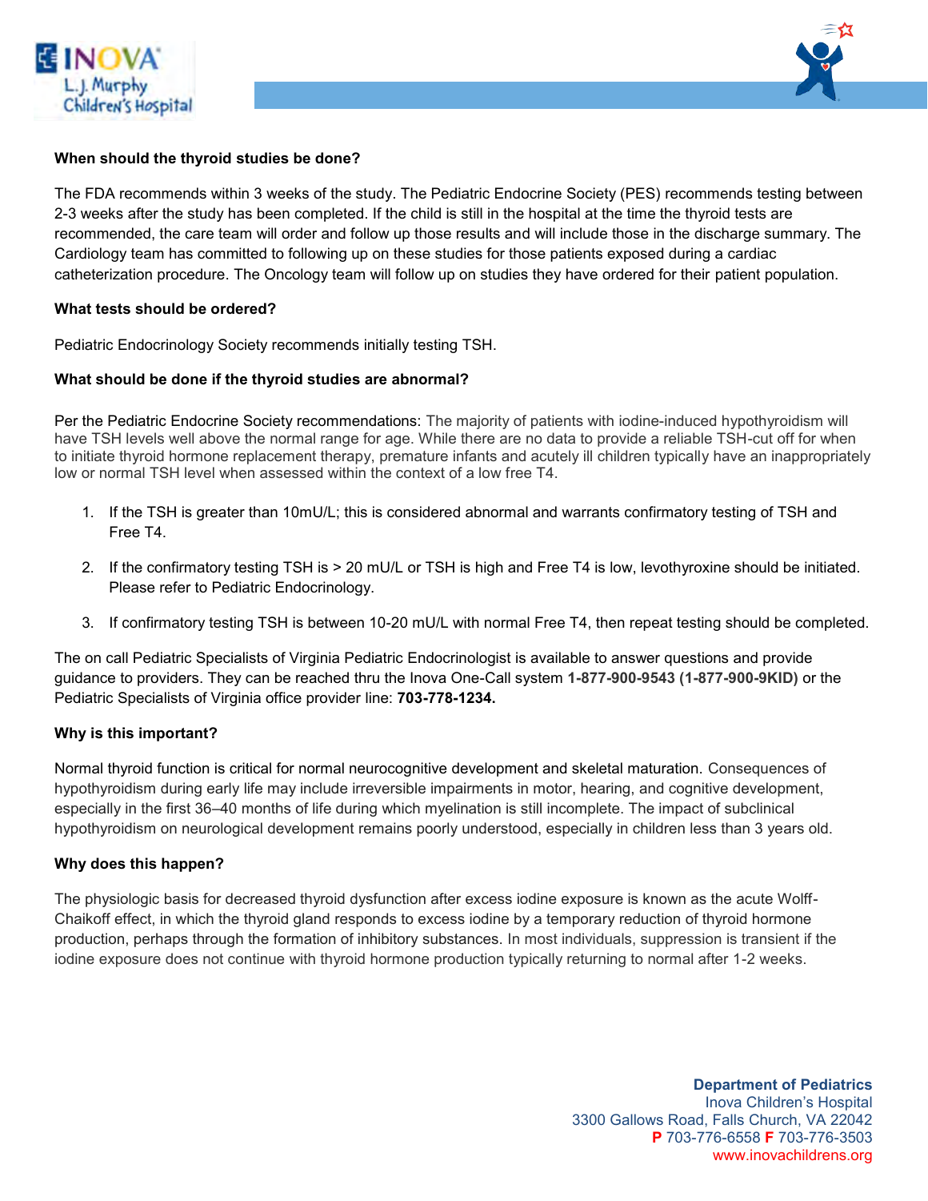**When should the thyroid studies be done?**

The FDA recommends within 3 weeks of the study. The Pediatric Endocrine Society (PES) recommends testing between 2-3 weeks after the study has been completed. If the child is still in the hospital at the time the thyroid tests are recommended, the care team will order and follow up those results and will include those in the discharge summary. The Cardiology team has committed to following up on these studies for those patients exposed during a cardiac catheterization procedure. The Oncology team will follow up on studies they have ordered for their patient population.

**What tests should be ordered?**

Pediatric Endocrinology Society recommends initially testing TSH.

**What should be done if the thyroid studies are abnormal?**

Per the Pediatric Endocrine Society recommendations: The majority of patients with iodine-induced hypothyroidism will have TSH levels well above the normal range for age. While there are no data to provide a reliable TSH-cut off for when to initiate thyroid hormone replacement therapy, premature infants and acutely ill children typically have an inappropriately low or normal TSH level when assessed within the context of a low free T4.

1. If the TSH is greater than 10mU/L; this is considered abnormal and warrants confirmatory testing of TSH and Free T4.
2. If the confirmatory testing TSH is > 20 mU/L or TSH is high and Free T4 is low, levothyroxine should be initiated. Please refer to Pediatric Endocrinology.
3. If confirmatory testing TSH is between 10-20 mU/L with normal Free T4, then repeat testing should be completed.

The on call Pediatric Specialists of Virginia Pediatric Endocrinologist is available to answer questions and provide guidance to providers. They can be reached thru the Inova One-Call system **1-877-900-9543 (1-877-900-9KID)** or the Pediatric Specialists of Virginia office provider line: **703-778-1234.**

**Why is this important?**

Normal thyroid function is critical for normal neurocognitive development and skeletal maturation. Consequences of hypothyroidism during early life may include irreversible impairments in motor, hearing, and cognitive development, especially in the first 36–40 months of life during which myelination is still incomplete. The impact of subclinical hypothyroidism on neurological development remains poorly understood, especially in children less than 3 years old.

**Why does this happen?**

The physiologic basis for decreased thyroid dysfunction after excess iodine exposure is known as the acute Wolff-Chaikoff effect, in which the thyroid gland responds to excess iodine by a temporary reduction of thyroid hormone production, perhaps through the formation of inhibitory substances. In most individuals, suppression is transient if the iodine exposure does not continue with thyroid hormone production typically returning to normal after 1-2 weeks.

**Department of Pediatrics**
Inova Children's Hospital
3300 Gallows Road, Falls Church, VA 22042
**P** 703-776-6558 **F** 703-776-3503
www.inovachildrens.org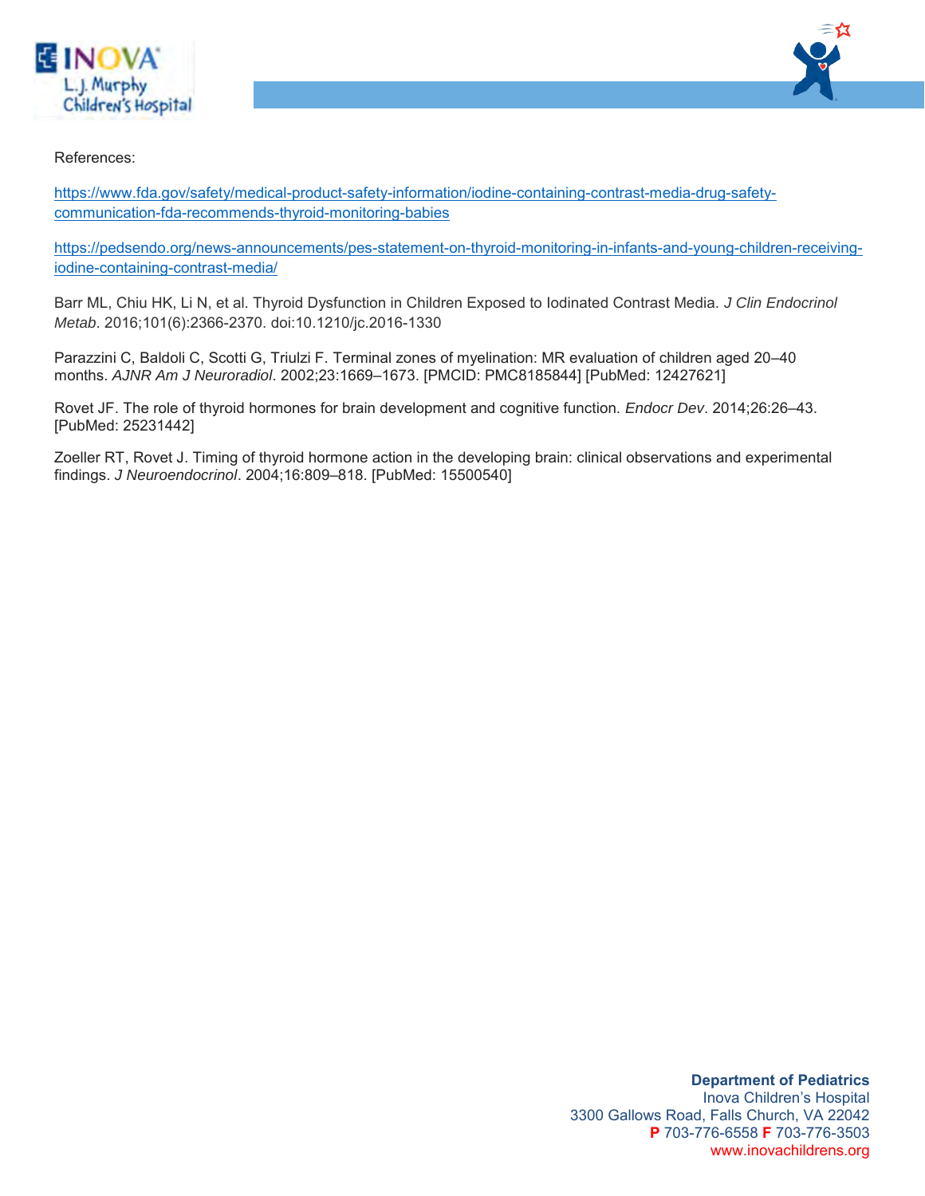References:

[https://www.fda.gov/safety/medical-product-safety-information/iodine-containing-contrast-media-drug-safety-communication-fda-recommends-thyroid-monitoring-babies](https://www.fda.gov/safety/medical-product-safety-information/iodine-containing-contrast-media-drug-safety-communication-fda-recommends-thyroid-monitoring-babies)

[https://pedsendo.org/news-announcements/pes-statement-on-thyroid-monitoring-in-infants-and-young-children-receiving-iodine-containing-contrast-media/](https://pedsendo.org/news-announcements/pes-statement-on-thyroid-monitoring-in-infants-and-young-children-receiving-iodine-containing-contrast-media/)

Barr ML, Chiu HK, Li N, et al. Thyroid Dysfunction in Children Exposed to Iodinated Contrast Media. *J Clin Endocrinol Metab*. 2016;101(6):2366-2370. doi:10.1210/jc.2016-1330

Parazzini C, Baldoli C, Scotti G, Triulzi F. Terminal zones of myelination: MR evaluation of children aged 20–40 months. *AJNR Am J Neuroradiol*. 2002;23:1669–1673. [PMCID: PMC8185844] [PubMed: 12427621]

Rovet JF. The role of thyroid hormones for brain development and cognitive function. *Endocr Dev*. 2014;26:26–43. [PubMed: 25231442]

Zoeller RT, Rovet J. Timing of thyroid hormone action in the developing brain: clinical observations and experimental findings. *J Neuroendocrinol*. 2004;16:809–818. [PubMed: 15500540]

**Department of Pediatrics**
Inova Children's Hospital
3300 Gallows Road, Falls Church, VA 22042
**P** 703-776-6558 **F** 703-776-3503
www.inovachildrens.org